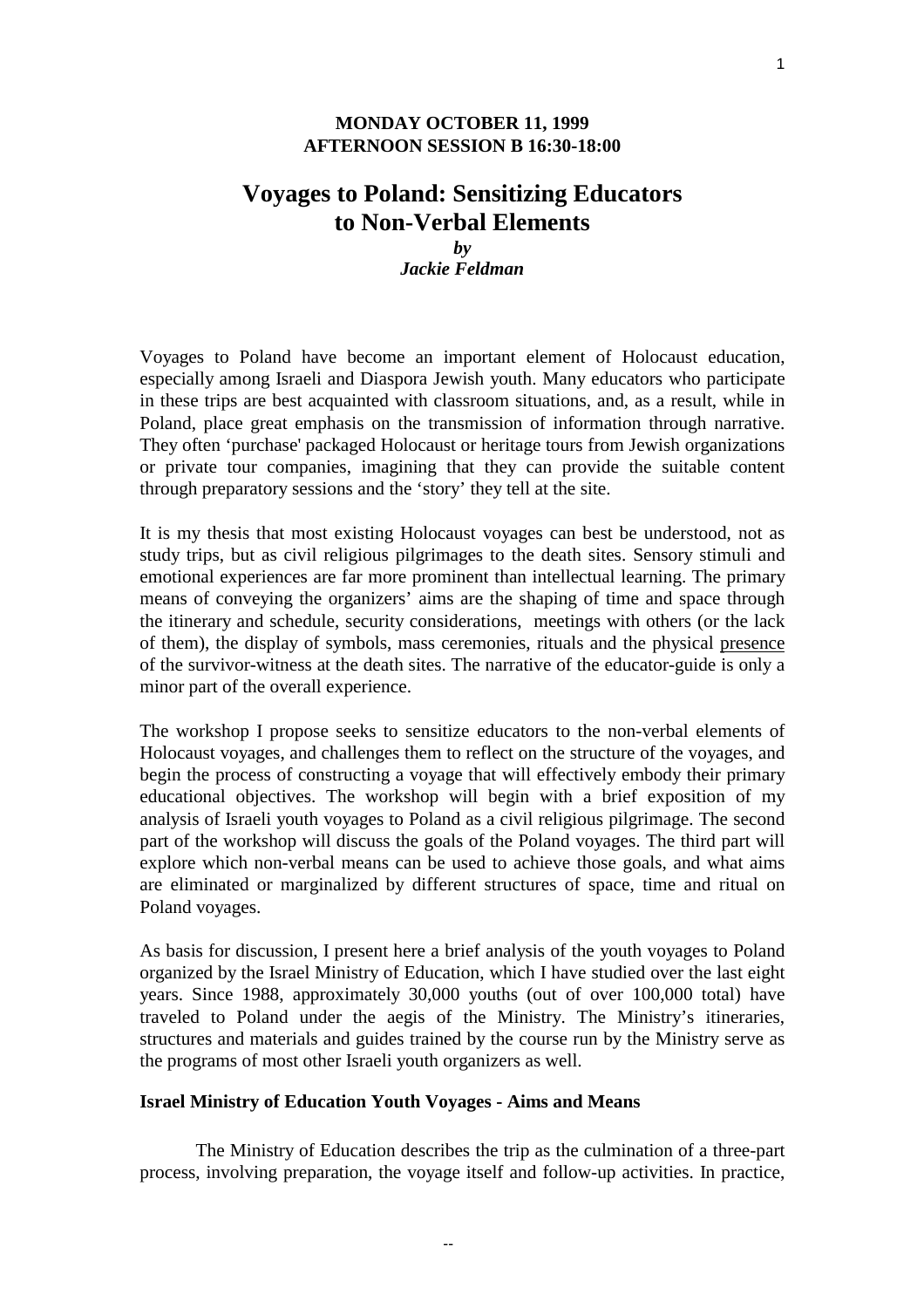**MONDAY OCTOBER 11, 1999**
**AFTERNOON SESSION B 16:30-18:00**

# Voyages to Poland: Sensitizing Educators to Non-Verbal Elements

***by***
***Jackie Feldman***

Voyages to Poland have become an important element of Holocaust education, especially among Israeli and Diaspora Jewish youth. Many educators who participate in these trips are best acquainted with classroom situations, and, as a result, while in Poland, place great emphasis on the transmission of information through narrative. They often 'purchase' packaged Holocaust or heritage tours from Jewish organizations or private tour companies, imagining that they can provide the suitable content through preparatory sessions and the 'story' they tell at the site.

It is my thesis that most existing Holocaust voyages can best be understood, not as study trips, but as civil religious pilgrimages to the death sites. Sensory stimuli and emotional experiences are far more prominent than intellectual learning. The primary means of conveying the organizers' aims are the shaping of time and space through the itinerary and schedule, security considerations, meetings with others (or the lack of them), the display of symbols, mass ceremonies, rituals and the physical <u>presence</u> of the survivor-witness at the death sites. The narrative of the educator-guide is only a minor part of the overall experience.

The workshop I propose seeks to sensitize educators to the non-verbal elements of Holocaust voyages, and challenges them to reflect on the structure of the voyages, and begin the process of constructing a voyage that will effectively embody their primary educational objectives. The workshop will begin with a brief exposition of my analysis of Israeli youth voyages to Poland as a civil religious pilgrimage. The second part of the workshop will discuss the goals of the Poland voyages. The third part will explore which non-verbal means can be used to achieve those goals, and what aims are eliminated or marginalized by different structures of space, time and ritual on Poland voyages.

As basis for discussion, I present here a brief analysis of the youth voyages to Poland organized by the Israel Ministry of Education, which I have studied over the last eight years. Since 1988, approximately 30,000 youths (out of over 100,000 total) have traveled to Poland under the aegis of the Ministry. The Ministry's itineraries, structures and materials and guides trained by the course run by the Ministry serve as the programs of most other Israeli youth organizers as well.

**Israel Ministry of Education Youth Voyages - Aims and Means**

The Ministry of Education describes the trip as the culmination of a three-part process, involving preparation, the voyage itself and follow-up activities. In practice,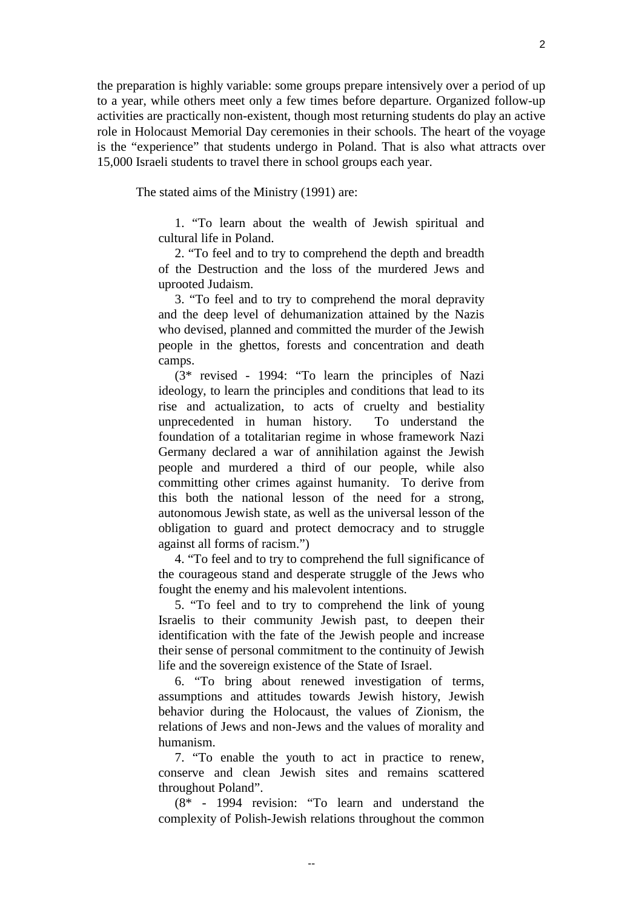the preparation is highly variable: some groups prepare intensively over a period of up to a year, while others meet only a few times before departure. Organized follow-up activities are practically non-existent, though most returning students do play an active role in Holocaust Memorial Day ceremonies in their schools. The heart of the voyage is the "experience" that students undergo in Poland. That is also what attracts over 15,000 Israeli students to travel there in school groups each year.

The stated aims of the Ministry (1991) are:

> 1. "To learn about the wealth of Jewish spiritual and cultural life in Poland.
>
> 2. "To feel and to try to comprehend the depth and breadth of the Destruction and the loss of the murdered Jews and uprooted Judaism.
>
> 3. "To feel and to try to comprehend the moral depravity and the deep level of dehumanization attained by the Nazis who devised, planned and committed the murder of the Jewish people in the ghettos, forests and concentration and death camps.
>
> (3* revised - 1994: "To learn the principles of Nazi ideology, to learn the principles and conditions that lead to its rise and actualization, to acts of cruelty and bestiality unprecedented in human history. To understand the foundation of a totalitarian regime in whose framework Nazi Germany declared a war of annihilation against the Jewish people and murdered a third of our people, while also committing other crimes against humanity. To derive from this both the national lesson of the need for a strong, autonomous Jewish state, as well as the universal lesson of the obligation to guard and protect democracy and to struggle against all forms of racism.")
>
> 4. "To feel and to try to comprehend the full significance of the courageous stand and desperate struggle of the Jews who fought the enemy and his malevolent intentions.
>
> 5. "To feel and to try to comprehend the link of young Israelis to their community Jewish past, to deepen their identification with the fate of the Jewish people and increase their sense of personal commitment to the continuity of Jewish life and the sovereign existence of the State of Israel.
>
> 6. "To bring about renewed investigation of terms, assumptions and attitudes towards Jewish history, Jewish behavior during the Holocaust, the values of Zionism, the relations of Jews and non-Jews and the values of morality and humanism.
>
> 7. "To enable the youth to act in practice to renew, conserve and clean Jewish sites and remains scattered throughout Poland".
>
> (8* - 1994 revision: "To learn and understand the complexity of Polish-Jewish relations throughout the common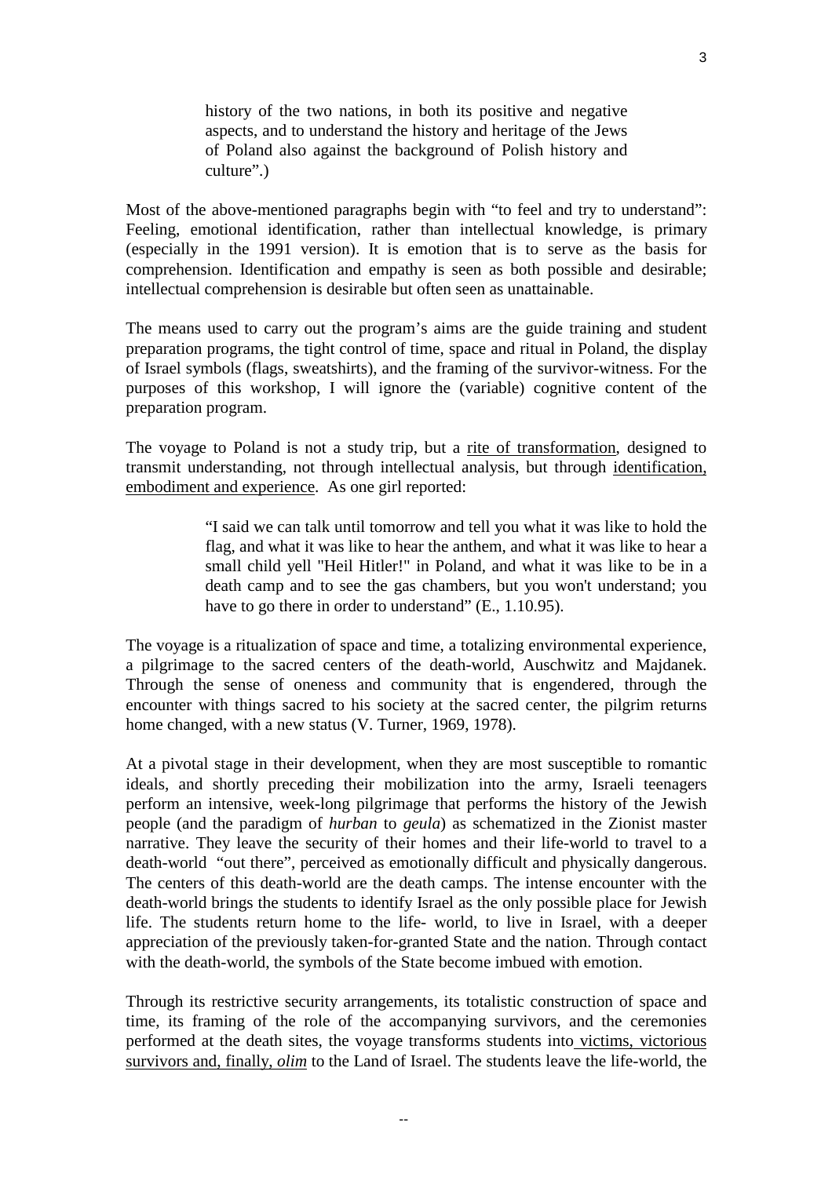> history of the two nations, in both its positive and negative aspects, and to understand the history and heritage of the Jews of Poland also against the background of Polish history and culture".)

Most of the above-mentioned paragraphs begin with "to feel and try to understand": Feeling, emotional identification, rather than intellectual knowledge, is primary (especially in the 1991 version). It is emotion that is to serve as the basis for comprehension. Identification and empathy is seen as both possible and desirable; intellectual comprehension is desirable but often seen as unattainable.

The means used to carry out the program's aims are the guide training and student preparation programs, the tight control of time, space and ritual in Poland, the display of Israel symbols (flags, sweatshirts), and the framing of the survivor-witness. For the purposes of this workshop, I will ignore the (variable) cognitive content of the preparation program.

The voyage to Poland is not a study trip, but a <u>rite of transformation</u>, designed to transmit understanding, not through intellectual analysis, but through <u>identification, embodiment and experience</u>. As one girl reported:

> "I said we can talk until tomorrow and tell you what it was like to hold the flag, and what it was like to hear the anthem, and what it was like to hear a small child yell "Heil Hitler!" in Poland, and what it was like to be in a death camp and to see the gas chambers, but you won't understand; you have to go there in order to understand" (E., 1.10.95).

The voyage is a ritualization of space and time, a totalizing environmental experience, a pilgrimage to the sacred centers of the death-world, Auschwitz and Majdanek. Through the sense of oneness and community that is engendered, through the encounter with things sacred to his society at the sacred center, the pilgrim returns home changed, with a new status (V. Turner, 1969, 1978).

At a pivotal stage in their development, when they are most susceptible to romantic ideals, and shortly preceding their mobilization into the army, Israeli teenagers perform an intensive, week-long pilgrimage that performs the history of the Jewish people (and the paradigm of *hurban* to *geula*) as schematized in the Zionist master narrative. They leave the security of their homes and their life-world to travel to a death-world "out there", perceived as emotionally difficult and physically dangerous. The centers of this death-world are the death camps. The intense encounter with the death-world brings the students to identify Israel as the only possible place for Jewish life. The students return home to the life- world, to live in Israel, with a deeper appreciation of the previously taken-for-granted State and the nation. Through contact with the death-world, the symbols of the State become imbued with emotion.

Through its restrictive security arrangements, its totalistic construction of space and time, its framing of the role of the accompanying survivors, and the ceremonies performed at the death sites, the voyage transforms students into <u>victims, victorious survivors and, finally, *olim*</u> to the Land of Israel. The students leave the life-world, the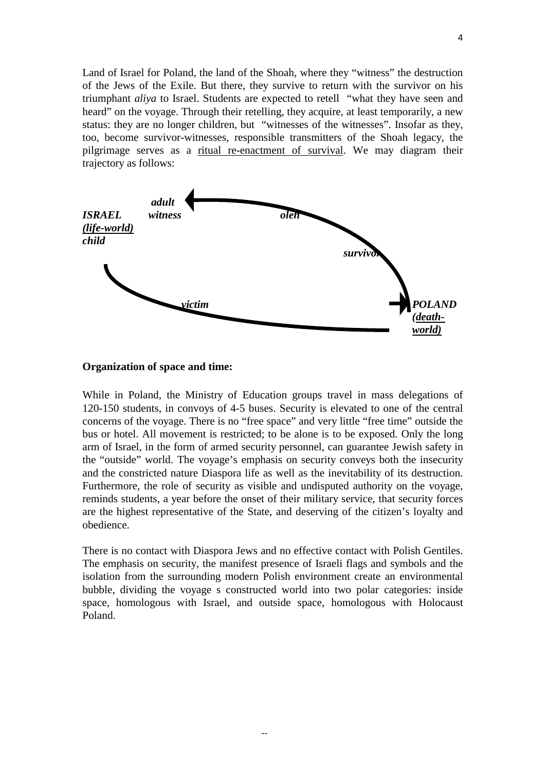Land of Israel for Poland, the land of the Shoah, where they "witness" the destruction of the Jews of the Exile. But there, they survive to return with the survivor on his triumphant *aliya* to Israel. Students are expected to retell "what they have seen and heard" on the voyage. Through their retelling, they acquire, at least temporarily, a new status: they are no longer children, but "witnesses of the witnesses". Insofar as they, too, become survivor-witnesses, responsible transmitters of the Shoah legacy, the pilgrimage serves as a ritual re-enactment of survival. We may diagram their trajectory as follows:

***ISRAEL***
***(life-world)***
***child***

***adult witness***

***oleh***

***survivor***

***victim***

***POLAND***
***(death-world)***

**Organization of space and time:**

While in Poland, the Ministry of Education groups travel in mass delegations of 120-150 students, in convoys of 4-5 buses. Security is elevated to one of the central concerns of the voyage. There is no "free space" and very little "free time" outside the bus or hotel. All movement is restricted; to be alone is to be exposed. Only the long arm of Israel, in the form of armed security personnel, can guarantee Jewish safety in the "outside" world. The voyage's emphasis on security conveys both the insecurity and the constricted nature Diaspora life as well as the inevitability of its destruction. Furthermore, the role of security as visible and undisputed authority on the voyage, reminds students, a year before the onset of their military service, that security forces are the highest representative of the State, and deserving of the citizen's loyalty and obedience.

There is no contact with Diaspora Jews and no effective contact with Polish Gentiles. The emphasis on security, the manifest presence of Israeli flags and symbols and the isolation from the surrounding modern Polish environment create an environmental bubble, dividing the voyage s constructed world into two polar categories: inside space, homologous with Israel, and outside space, homologous with Holocaust Poland.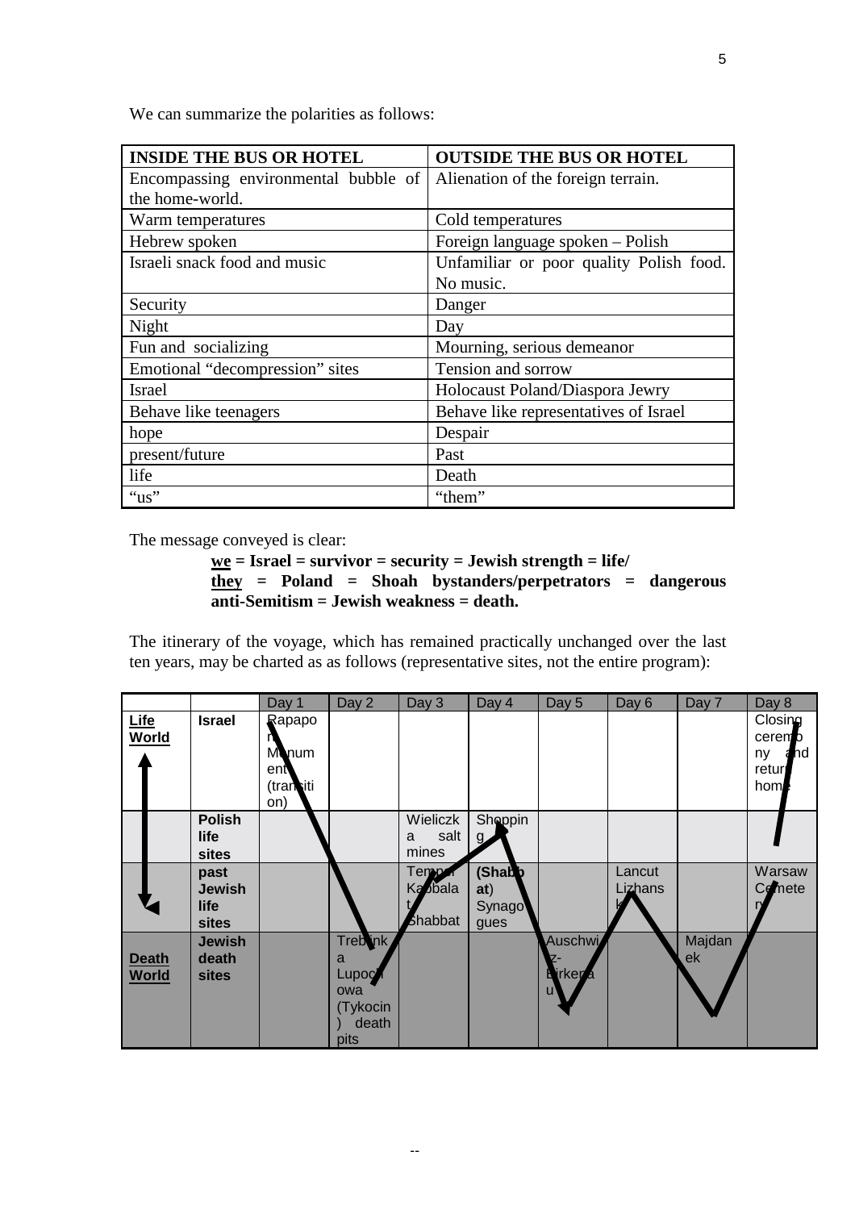We can summarize the polarities as follows:

| INSIDE THE BUS OR HOTEL | OUTSIDE THE BUS OR HOTEL |
|---|---|
| Encompassing environmental bubble of the home-world. | Alienation of the foreign terrain. |
| Warm temperatures | Cold temperatures |
| Hebrew spoken | Foreign language spoken – Polish |
| Israeli snack food and music | Unfamiliar or poor quality Polish food. No music. |
| Security | Danger |
| Night | Day |
| Fun and socializing | Mourning, serious demeanor |
| Emotional "decompression" sites | Tension and sorrow |
| Israel | Holocaust Poland/Diaspora Jewry |
| Behave like teenagers | Behave like representatives of Israel |
| hope | Despair |
| present/future | Past |
| life | Death |
| "us" | "them" |

The message conveyed is clear:

> **<u>we</u> = Israel = survivor = security = Jewish strength = life/**
> **<u>they</u> = Poland = Shoah bystanders/perpetrators = dangerous anti-Semitism = Jewish weakness = death.**

The itinerary of the voyage, which has remained practically unchanged over the last ten years, may be charted as as follows (representative sites, not the entire program):

| | | Day 1 | Day 2 | Day 3 | Day 4 | Day 5 | Day 6 | Day 7 | Day 8 |
|---|---|---|---|---|---|---|---|---|---|
| **Life World** | **Israel** | Rapaport Monument (transition) | | | | | | | Closing ceremony and return home |
| | **Polish life sites** | | | Wieliczka salt mines | Shopping | | | | |
| | **past Jewish life sites** | | | Tempel Kabbalat Shabbat | **(Shabbat)** Synagogues | | Lancut Lizhansk | | Warsaw Cemetery |
| **Death World** | **Jewish death sites** | | Treblinka Lupochowa (Tykocin) death pits | | | Auschwitz-Birkenau | | Majdanek | |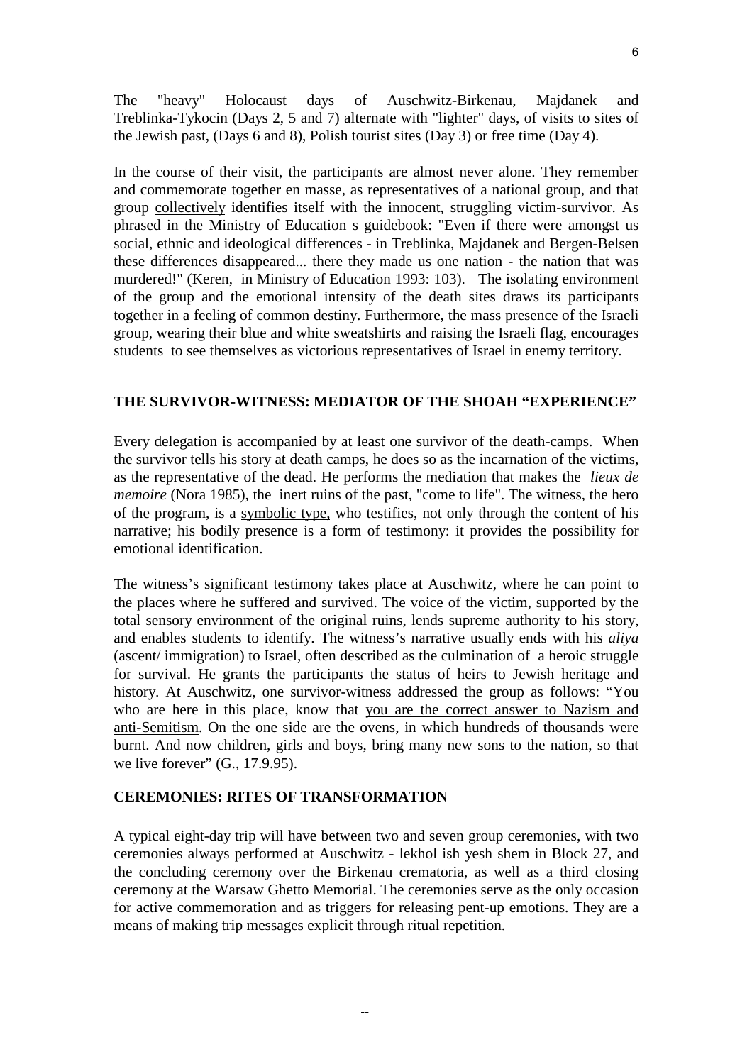The "heavy" Holocaust days of Auschwitz-Birkenau, Majdanek and Treblinka-Tykocin (Days 2, 5 and 7) alternate with "lighter" days, of visits to sites of the Jewish past, (Days 6 and 8), Polish tourist sites (Day 3) or free time (Day 4).

In the course of their visit, the participants are almost never alone. They remember and commemorate together en masse, as representatives of a national group, and that group <u>collectively</u> identifies itself with the innocent, struggling victim-survivor. As phrased in the Ministry of Education s guidebook: "Even if there were amongst us social, ethnic and ideological differences - in Treblinka, Majdanek and Bergen-Belsen these differences disappeared... there they made us one nation - the nation that was murdered!" (Keren, in Ministry of Education 1993: 103). The isolating environment of the group and the emotional intensity of the death sites draws its participants together in a feeling of common destiny. Furthermore, the mass presence of the Israeli group, wearing their blue and white sweatshirts and raising the Israeli flag, encourages students to see themselves as victorious representatives of Israel in enemy territory.

## THE SURVIVOR-WITNESS: MEDIATOR OF THE SHOAH "EXPERIENCE"

Every delegation is accompanied by at least one survivor of the death-camps. When the survivor tells his story at death camps, he does so as the incarnation of the victims, as the representative of the dead. He performs the mediation that makes the *lieux de memoire* (Nora 1985), the inert ruins of the past, "come to life". The witness, the hero of the program, is a <u>symbolic type,</u> who testifies, not only through the content of his narrative; his bodily presence is a form of testimony: it provides the possibility for emotional identification.

The witness's significant testimony takes place at Auschwitz, where he can point to the places where he suffered and survived. The voice of the victim, supported by the total sensory environment of the original ruins, lends supreme authority to his story, and enables students to identify. The witness's narrative usually ends with his *aliya* (ascent/ immigration) to Israel, often described as the culmination of a heroic struggle for survival. He grants the participants the status of heirs to Jewish heritage and history. At Auschwitz, one survivor-witness addressed the group as follows: "You who are here in this place, know that <u>you are the correct answer to Nazism and anti-Semitism</u>. On the one side are the ovens, in which hundreds of thousands were burnt. And now children, girls and boys, bring many new sons to the nation, so that we live forever" (G., 17.9.95).

## CEREMONIES: RITES OF TRANSFORMATION

A typical eight-day trip will have between two and seven group ceremonies, with two ceremonies always performed at Auschwitz - lekhol ish yesh shem in Block 27, and the concluding ceremony over the Birkenau crematoria, as well as a third closing ceremony at the Warsaw Ghetto Memorial. The ceremonies serve as the only occasion for active commemoration and as triggers for releasing pent-up emotions. They are a means of making trip messages explicit through ritual repetition.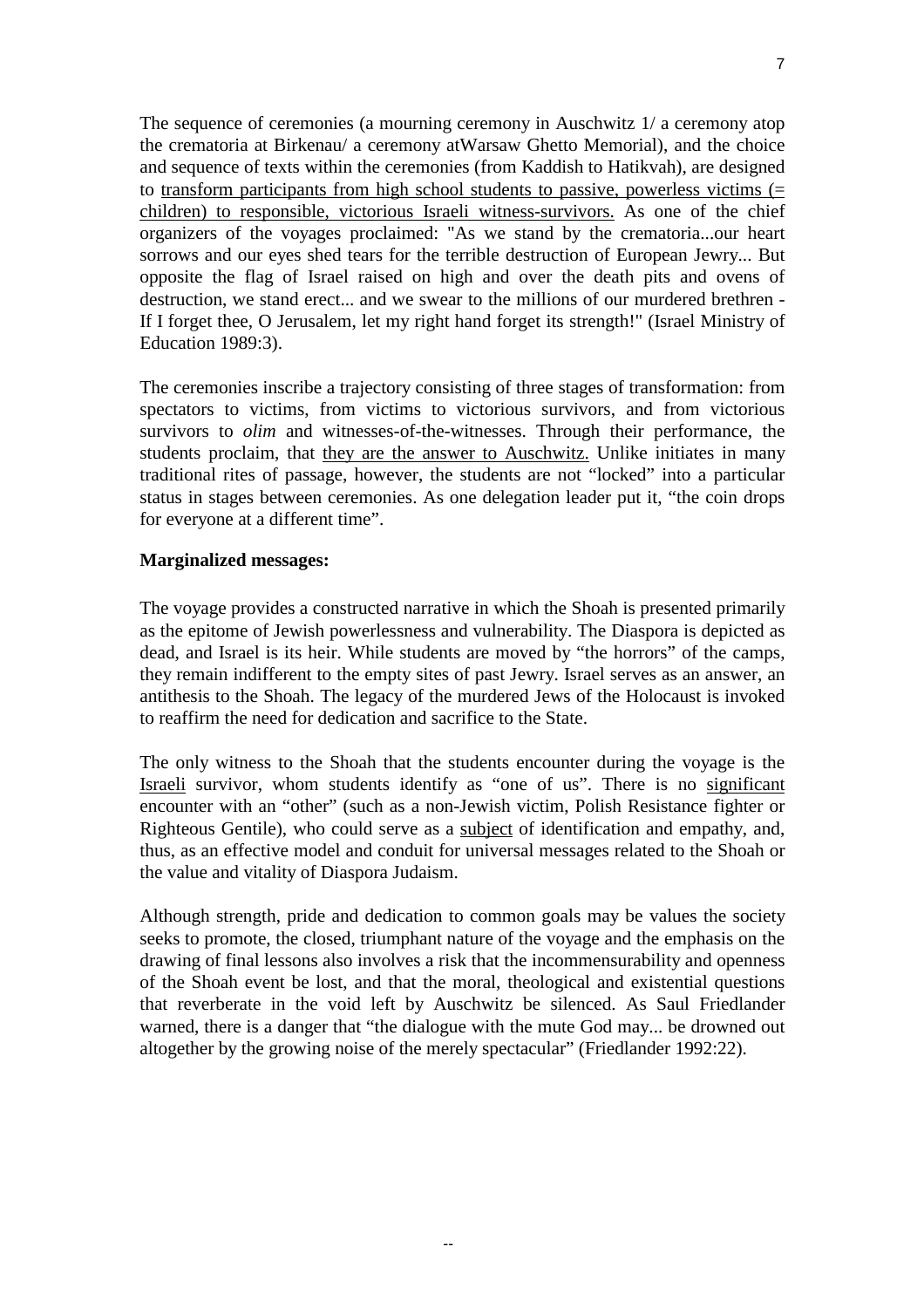The sequence of ceremonies (a mourning ceremony in Auschwitz 1/ a ceremony atop the crematoria at Birkenau/ a ceremony atWarsaw Ghetto Memorial), and the choice and sequence of texts within the ceremonies (from Kaddish to Hatikvah), are designed to <u>transform participants from high school students to passive, powerless victims (= children) to responsible, victorious Israeli witness-survivors.</u> As one of the chief organizers of the voyages proclaimed: "As we stand by the crematoria...our heart sorrows and our eyes shed tears for the terrible destruction of European Jewry... But opposite the flag of Israel raised on high and over the death pits and ovens of destruction, we stand erect... and we swear to the millions of our murdered brethren - If I forget thee, O Jerusalem, let my right hand forget its strength!" (Israel Ministry of Education 1989:3).

The ceremonies inscribe a trajectory consisting of three stages of transformation: from spectators to victims, from victims to victorious survivors, and from victorious survivors to *olim* and witnesses-of-the-witnesses. Through their performance, the students proclaim, that <u>they are the answer to Auschwitz.</u> Unlike initiates in many traditional rites of passage, however, the students are not "locked" into a particular status in stages between ceremonies. As one delegation leader put it, "the coin drops for everyone at a different time".

**Marginalized messages:**

The voyage provides a constructed narrative in which the Shoah is presented primarily as the epitome of Jewish powerlessness and vulnerability. The Diaspora is depicted as dead, and Israel is its heir. While students are moved by "the horrors" of the camps, they remain indifferent to the empty sites of past Jewry. Israel serves as an answer, an antithesis to the Shoah. The legacy of the murdered Jews of the Holocaust is invoked to reaffirm the need for dedication and sacrifice to the State.

The only witness to the Shoah that the students encounter during the voyage is the <u>Israeli</u> survivor, whom students identify as "one of us". There is no <u>significant</u> encounter with an "other" (such as a non-Jewish victim, Polish Resistance fighter or Righteous Gentile), who could serve as a <u>subject</u> of identification and empathy, and, thus, as an effective model and conduit for universal messages related to the Shoah or the value and vitality of Diaspora Judaism.

Although strength, pride and dedication to common goals may be values the society seeks to promote, the closed, triumphant nature of the voyage and the emphasis on the drawing of final lessons also involves a risk that the incommensurability and openness of the Shoah event be lost, and that the moral, theological and existential questions that reverberate in the void left by Auschwitz be silenced. As Saul Friedlander warned, there is a danger that "the dialogue with the mute God may... be drowned out altogether by the growing noise of the merely spectacular" (Friedlander 1992:22).